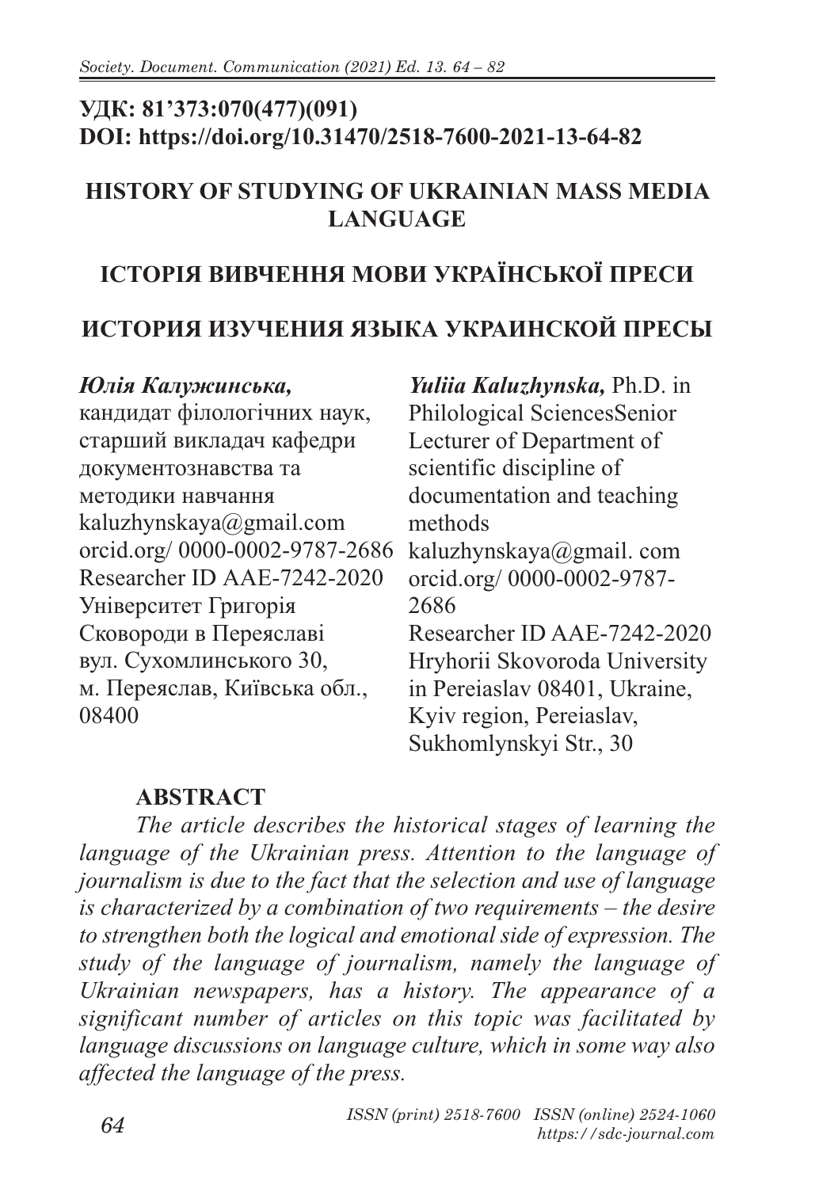**УДК: 81'373:070(477)(091)**
**DOI: https://doi.org/10.31470/2518-7600-2021-13-64-82**

# HISTORY OF STUDYING OF UKRAINIAN MASS MEDIA LANGUAGE

# ІСТОРІЯ ВИВЧЕННЯ МОВИ УКРАЇНСЬКОЇ ПРЕСИ

# ИСТОРИЯ ИЗУЧЕНИЯ ЯЗЫКА УКРАИНСКОЙ ПРЕСЫ

***Юлія Калужинська,***
кандидат філологічних наук,
старший викладач кафедри документознавства та методики навчання
kaluzhynskaya@gmail.com
orcid.org/ 0000-0002-9787-2686
Researcher ID AAE-7242-2020
Університет Григорія Сковороди в Переяславі
вул. Сухомлинського 30,
м. Переяслав, Київська обл., 08400

***Yuliia Kaluzhynska,*** Ph.D. in Philological SciencesSenior Lecturer of Department of scientific discipline of documentation and teaching methods
kaluzhynskaya@gmail. com
orcid.org/ 0000-0002-9787-2686
Researcher ID AAE-7242-2020
Hryhorii Skovoroda University in Pereiaslav 08401, Ukraine, Kyiv region, Pereiaslav, Sukhomlynskyi Str., 30

## ABSTRACT

*The article describes the historical stages of learning the language of the Ukrainian press. Attention to the language of journalism is due to the fact that the selection and use of language is characterized by a combination of two requirements – the desire to strengthen both the logical and emotional side of expression. The study of the language of journalism, namely the language of Ukrainian newspapers, has a history. The appearance of a significant number of articles on this topic was facilitated by language discussions on language culture, which in some way also affected the language of the press.*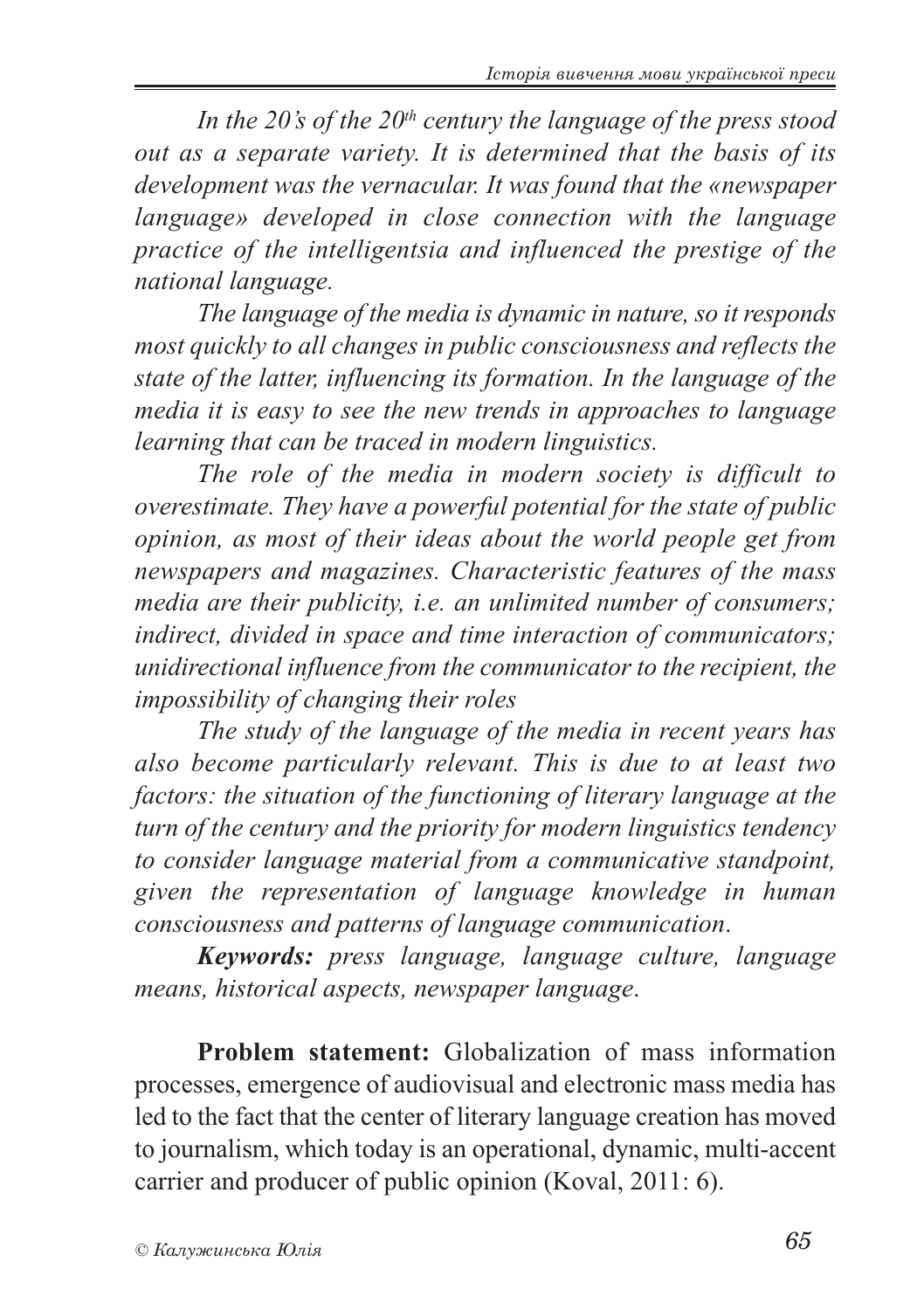*In the 20's of the 20^th century the language of the press stood out as a separate variety. It is determined that the basis of its development was the vernacular. It was found that the «newspaper language» developed in close connection with the language practice of the intelligentsia and influenced the prestige of the national language.*

*The language of the media is dynamic in nature, so it responds most quickly to all changes in public consciousness and reflects the state of the latter, influencing its formation. In the language of the media it is easy to see the new trends in approaches to language learning that can be traced in modern linguistics.*

*The role of the media in modern society is difficult to overestimate. They have a powerful potential for the state of public opinion, as most of their ideas about the world people get from newspapers and magazines. Characteristic features of the mass media are their publicity, i.e. an unlimited number of consumers; indirect, divided in space and time interaction of communicators; unidirectional influence from the communicator to the recipient, the impossibility of changing their roles*

*The study of the language of the media in recent years has also become particularly relevant. This is due to at least two factors: the situation of the functioning of literary language at the turn of the century and the priority for modern linguistics tendency to consider language material from a communicative standpoint, given the representation of language knowledge in human consciousness and patterns of language communication*.

***Keywords:*** *press language, language culture, language means, historical aspects, newspaper language*.

**Problem statement:** Globalization of mass information processes, emergence of audiovisual and electronic mass media has led to the fact that the center of literary language creation has moved to journalism, which today is an operational, dynamic, multi-accent carrier and producer of public opinion (Koval, 2011: 6).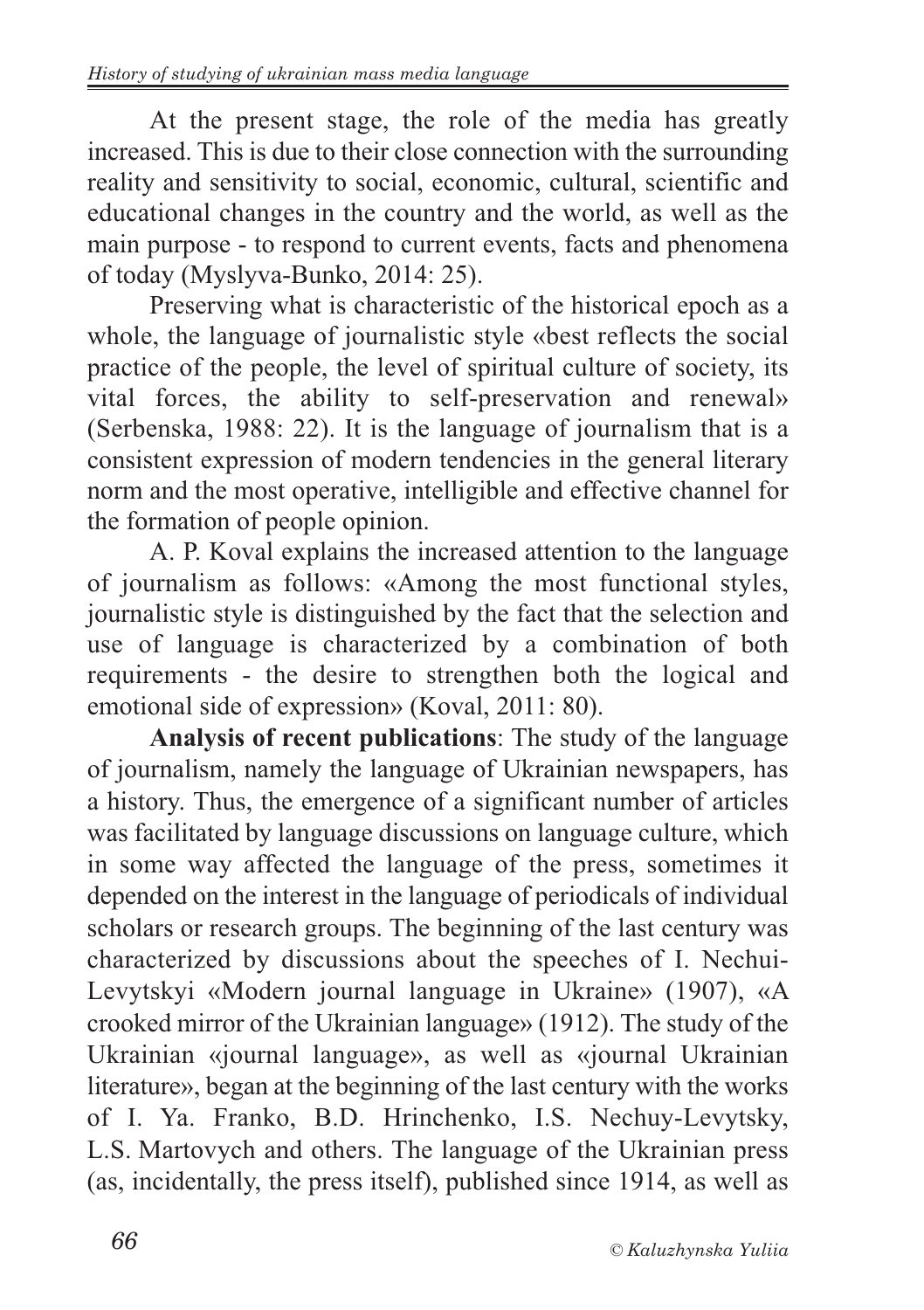At the present stage, the role of the media has greatly increased. This is due to their close connection with the surrounding reality and sensitivity to social, economic, cultural, scientific and educational changes in the country and the world, as well as the main purpose - to respond to current events, facts and phenomena of today (Myslyva-Bunko, 2014: 25).

Preserving what is characteristic of the historical epoch as a whole, the language of journalistic style «best reflects the social practice of the people, the level of spiritual culture of society, its vital forces, the ability to self-preservation and renewal» (Serbenska, 1988: 22). It is the language of journalism that is a consistent expression of modern tendencies in the general literary norm and the most operative, intelligible and effective channel for the formation of people opinion.

A. P. Koval explains the increased attention to the language of journalism as follows: «Among the most functional styles, journalistic style is distinguished by the fact that the selection and use of language is characterized by a combination of both requirements - the desire to strengthen both the logical and emotional side of expression» (Koval, 2011: 80).

**Analysis of recent publications**: The study of the language of journalism, namely the language of Ukrainian newspapers, has a history. Thus, the emergence of a significant number of articles was facilitated by language discussions on language culture, which in some way affected the language of the press, sometimes it depended on the interest in the language of periodicals of individual scholars or research groups. The beginning of the last century was characterized by discussions about the speeches of I. Nechui-Levytskyi «Modern journal language in Ukraine» (1907), «A crooked mirror of the Ukrainian language» (1912). The study of the Ukrainian «journal language», as well as «journal Ukrainian literature», began at the beginning of the last century with the works of I. Ya. Franko, B.D. Hrinchenko, I.S. Nechuy-Levytsky, L.S. Martovych and others. The language of the Ukrainian press (as, incidentally, the press itself), published since 1914, as well as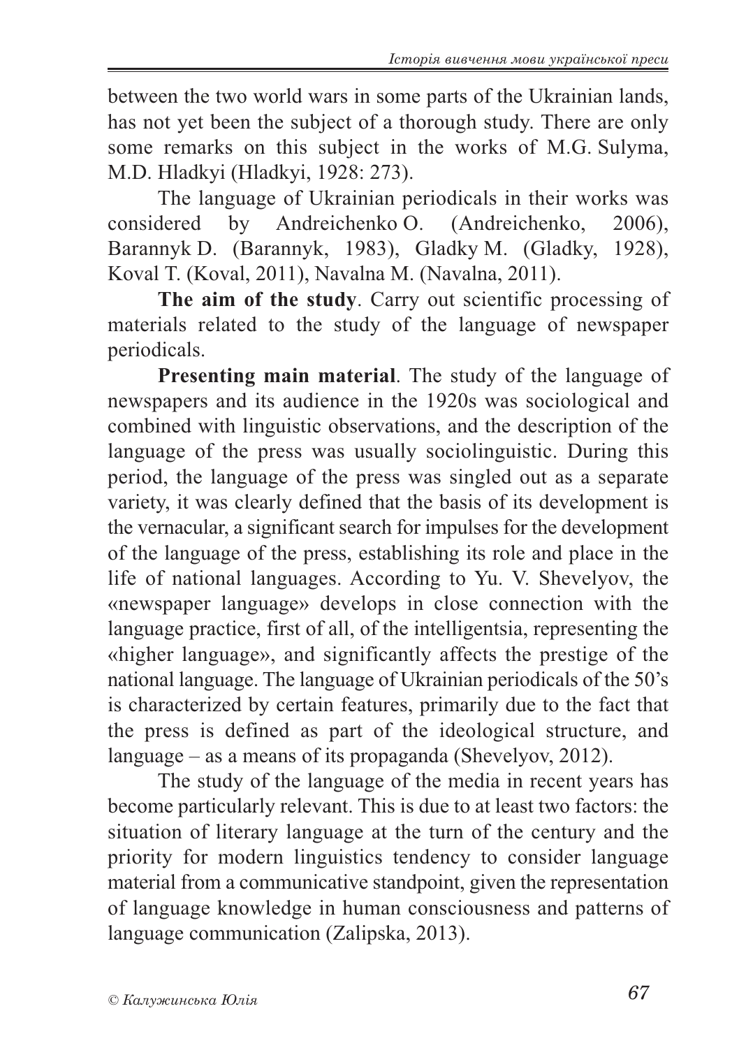between the two world wars in some parts of the Ukrainian lands, has not yet been the subject of a thorough study. There are only some remarks on this subject in the works of M.G. Sulyma, M.D. Hladkyi (Hladkyi, 1928: 273).

The language of Ukrainian periodicals in their works was considered by Andreichenko O. (Andreichenko, 2006), Barannyk D. (Barannyk, 1983), Gladky M. (Gladky, 1928), Koval T. (Koval, 2011), Navalna M. (Navalna, 2011).

**The aim of the study**. Carry out scientific processing of materials related to the study of the language of newspaper periodicals.

**Presenting main material**. The study of the language of newspapers and its audience in the 1920s was sociological and combined with linguistic observations, and the description of the language of the press was usually sociolinguistic. During this period, the language of the press was singled out as a separate variety, it was clearly defined that the basis of its development is the vernacular, a significant search for impulses for the development of the language of the press, establishing its role and place in the life of national languages. According to Yu. V. Shevelyov, the «newspaper language» develops in close connection with the language practice, first of all, of the intelligentsia, representing the «higher language», and significantly affects the prestige of the national language. The language of Ukrainian periodicals of the 50's is characterized by certain features, primarily due to the fact that the press is defined as part of the ideological structure, and language – as a means of its propaganda (Shevelyov, 2012).

The study of the language of the media in recent years has become particularly relevant. This is due to at least two factors: the situation of literary language at the turn of the century and the priority for modern linguistics tendency to consider language material from a communicative standpoint, given the representation of language knowledge in human consciousness and patterns of language communication (Zalipska, 2013).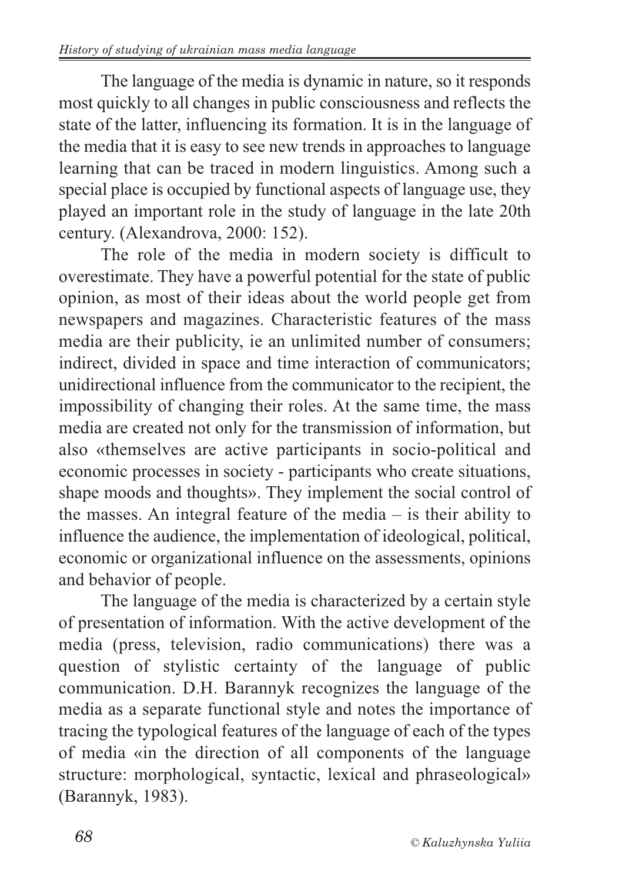The language of the media is dynamic in nature, so it responds most quickly to all changes in public consciousness and reflects the state of the latter, influencing its formation. It is in the language of the media that it is easy to see new trends in approaches to language learning that can be traced in modern linguistics. Among such a special place is occupied by functional aspects of language use, they played an important role in the study of language in the late 20th century. (Alexandrova, 2000: 152).

The role of the media in modern society is difficult to overestimate. They have a powerful potential for the state of public opinion, as most of their ideas about the world people get from newspapers and magazines. Characteristic features of the mass media are their publicity, ie an unlimited number of consumers; indirect, divided in space and time interaction of communicators; unidirectional influence from the communicator to the recipient, the impossibility of changing their roles. At the same time, the mass media are created not only for the transmission of information, but also «themselves are active participants in socio-political and economic processes in society - participants who create situations, shape moods and thoughts». They implement the social control of the masses. An integral feature of the media – is their ability to influence the audience, the implementation of ideological, political, economic or organizational influence on the assessments, opinions and behavior of people.

The language of the media is characterized by a certain style of presentation of information. With the active development of the media (press, television, radio communications) there was a question of stylistic certainty of the language of public communication. D.H. Barannyk recognizes the language of the media as a separate functional style and notes the importance of tracing the typological features of the language of each of the types of media «in the direction of all components of the language structure: morphological, syntactic, lexical and phraseological» (Barannyk, 1983).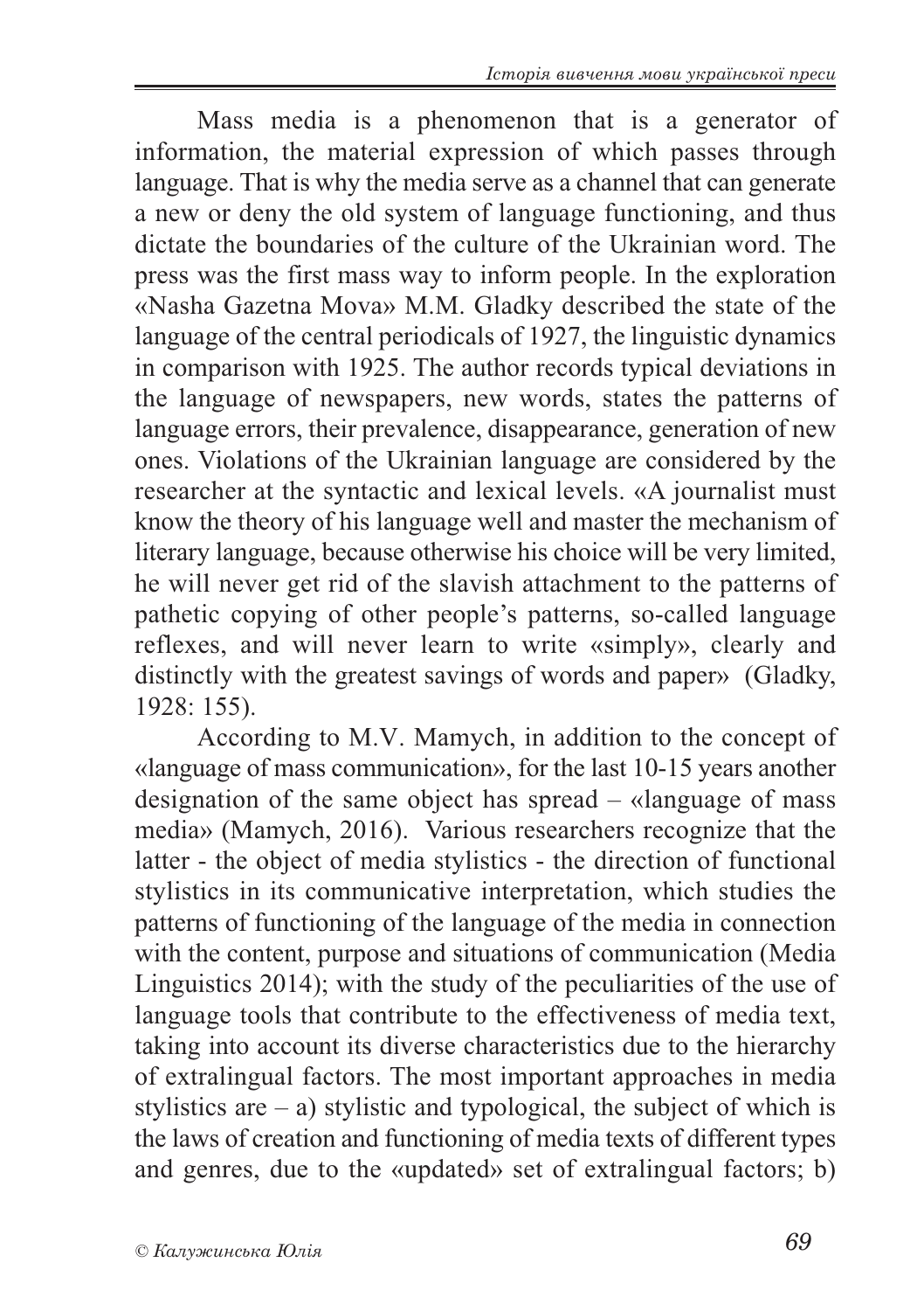Mass media is a phenomenon that is a generator of information, the material expression of which passes through language. That is why the media serve as a channel that can generate a new or deny the old system of language functioning, and thus dictate the boundaries of the culture of the Ukrainian word. The press was the first mass way to inform people. In the exploration «Nasha Gazetna Mova» M.M. Gladky described the state of the language of the central periodicals of 1927, the linguistic dynamics in comparison with 1925. The author records typical deviations in the language of newspapers, new words, states the patterns of language errors, their prevalence, disappearance, generation of new ones. Violations of the Ukrainian language are considered by the researcher at the syntactic and lexical levels. «A journalist must know the theory of his language well and master the mechanism of literary language, because otherwise his choice will be very limited, he will never get rid of the slavish attachment to the patterns of pathetic copying of other people's patterns, so-called language reflexes, and will never learn to write «simply», clearly and distinctly with the greatest savings of words and paper» (Gladky, 1928: 155).

According to M.V. Mamych, in addition to the concept of «language of mass communication», for the last 10-15 years another designation of the same object has spread – «language of mass media» (Mamych, 2016). Various researchers recognize that the latter - the object of media stylistics - the direction of functional stylistics in its communicative interpretation, which studies the patterns of functioning of the language of the media in connection with the content, purpose and situations of communication (Media Linguistics 2014); with the study of the peculiarities of the use of language tools that contribute to the effectiveness of media text, taking into account its diverse characteristics due to the hierarchy of extralingual factors. The most important approaches in media stylistics are – a) stylistic and typological, the subject of which is the laws of creation and functioning of media texts of different types and genres, due to the «updated» set of extralingual factors; b)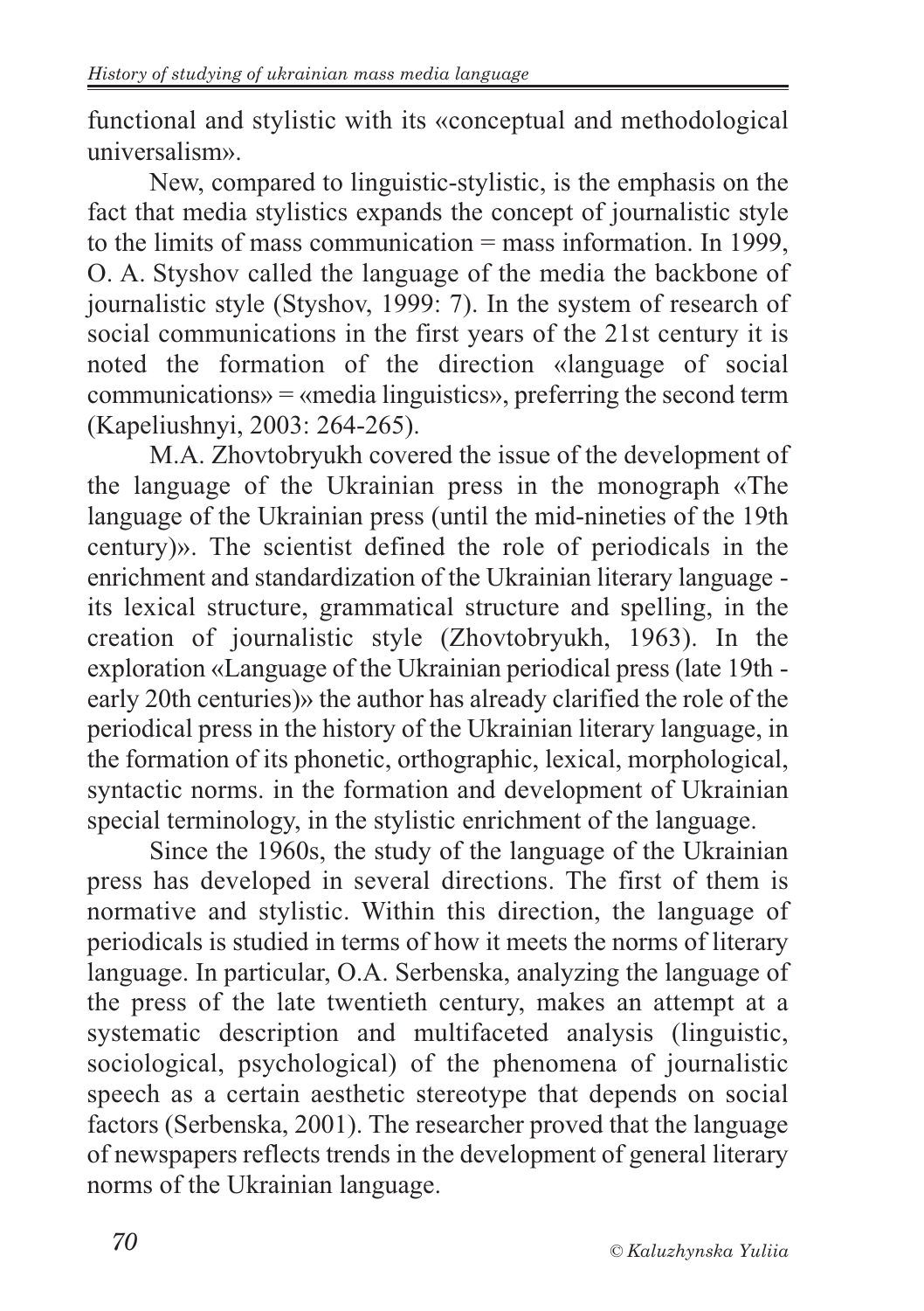functional and stylistic with its «conceptual and methodological universalism».

New, compared to linguistic-stylistic, is the emphasis on the fact that media stylistics expands the concept of journalistic style to the limits of mass communication = mass information. In 1999, O. A. Styshov called the language of the media the backbone of journalistic style (Styshov, 1999: 7). In the system of research of social communications in the first years of the 21st century it is noted the formation of the direction «language of social communications» = «media linguistics», preferring the second term (Kapeliushnyi, 2003: 264-265).

M.A. Zhovtobryukh covered the issue of the development of the language of the Ukrainian press in the monograph «The language of the Ukrainian press (until the mid-nineties of the 19th century)». The scientist defined the role of periodicals in the enrichment and standardization of the Ukrainian literary language - its lexical structure, grammatical structure and spelling, in the creation of journalistic style (Zhovtobryukh, 1963). In the exploration «Language of the Ukrainian periodical press (late 19th - early 20th centuries)» the author has already clarified the role of the periodical press in the history of the Ukrainian literary language, in the formation of its phonetic, orthographic, lexical, morphological, syntactic norms. in the formation and development of Ukrainian special terminology, in the stylistic enrichment of the language.

Since the 1960s, the study of the language of the Ukrainian press has developed in several directions. The first of them is normative and stylistic. Within this direction, the language of periodicals is studied in terms of how it meets the norms of literary language. In particular, O.A. Serbenska, analyzing the language of the press of the late twentieth century, makes an attempt at a systematic description and multifaceted analysis (linguistic, sociological, psychological) of the phenomena of journalistic speech as a certain aesthetic stereotype that depends on social factors (Serbenska, 2001). The researcher proved that the language of newspapers reflects trends in the development of general literary norms of the Ukrainian language.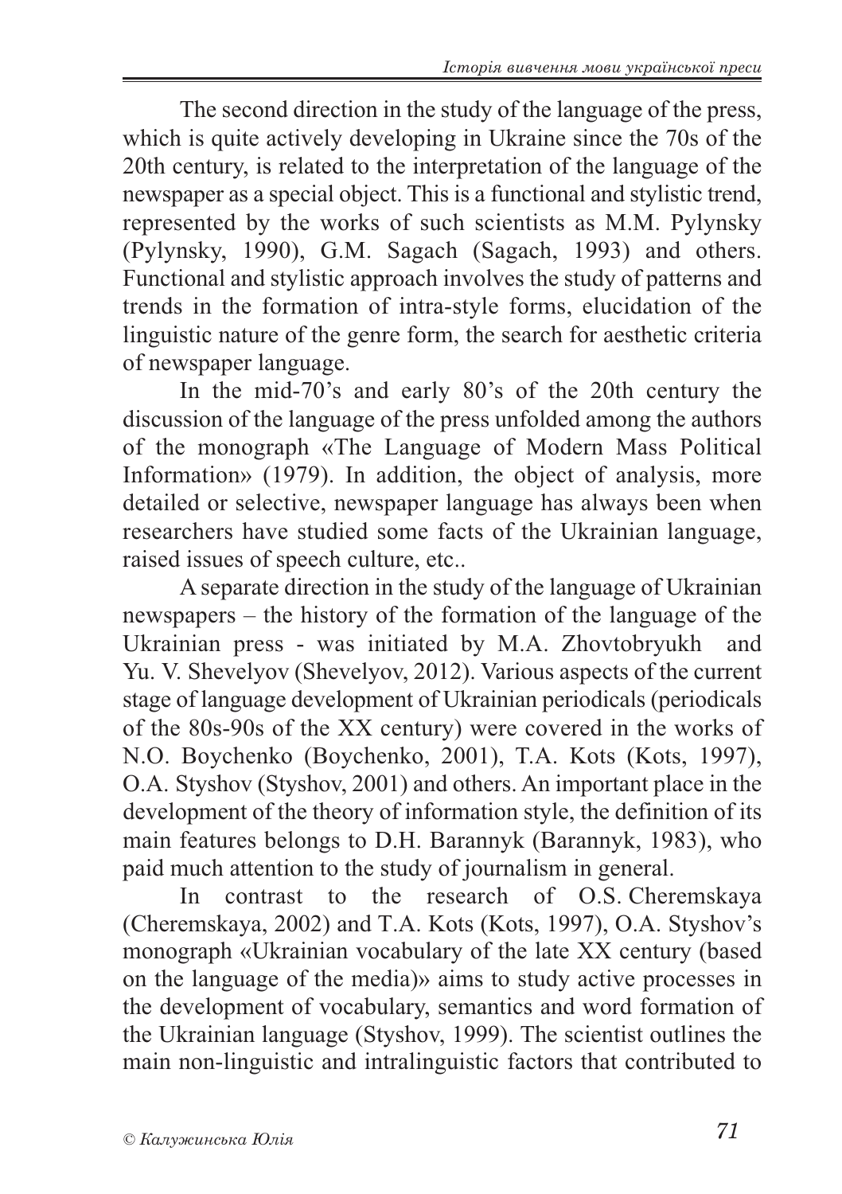The second direction in the study of the language of the press, which is quite actively developing in Ukraine since the 70s of the 20th century, is related to the interpretation of the language of the newspaper as a special object. This is a functional and stylistic trend, represented by the works of such scientists as M.M. Pylynsky (Pylynsky, 1990), G.M. Sagach (Sagach, 1993) and others. Functional and stylistic approach involves the study of patterns and trends in the formation of intra-style forms, elucidation of the linguistic nature of the genre form, the search for aesthetic criteria of newspaper language.

In the mid-70's and early 80's of the 20th century the discussion of the language of the press unfolded among the authors of the monograph «The Language of Modern Mass Political Information» (1979). In addition, the object of analysis, more detailed or selective, newspaper language has always been when researchers have studied some facts of the Ukrainian language, raised issues of speech culture, etc..

A separate direction in the study of the language of Ukrainian newspapers – the history of the formation of the language of the Ukrainian press - was initiated by M.A. Zhovtobryukh and Yu. V. Shevelyov (Shevelyov, 2012). Various aspects of the current stage of language development of Ukrainian periodicals (periodicals of the 80s-90s of the XX century) were covered in the works of N.O. Boychenko (Boychenko, 2001), T.A. Kots (Kots, 1997), O.A. Styshov (Styshov, 2001) and others. An important place in the development of the theory of information style, the definition of its main features belongs to D.H. Barannyk (Barannyk, 1983), who paid much attention to the study of journalism in general.

In contrast to the research of O.S. Cheremskaya (Cheremskaya, 2002) and T.A. Kots (Kots, 1997), O.A. Styshov's monograph «Ukrainian vocabulary of the late XX century (based on the language of the media)» aims to study active processes in the development of vocabulary, semantics and word formation of the Ukrainian language (Styshov, 1999). The scientist outlines the main non-linguistic and intralinguistic factors that contributed to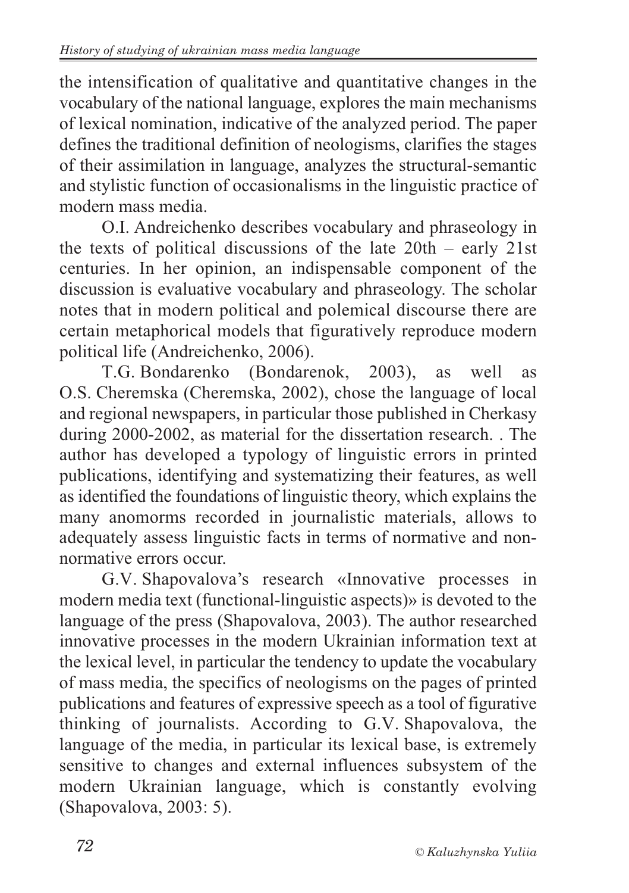the intensification of qualitative and quantitative changes in the vocabulary of the national language, explores the main mechanisms of lexical nomination, indicative of the analyzed period. The paper defines the traditional definition of neologisms, clarifies the stages of their assimilation in language, analyzes the structural-semantic and stylistic function of occasionalisms in the linguistic practice of modern mass media.

O.I. Andreichenko describes vocabulary and phraseology in the texts of political discussions of the late 20th – early 21st centuries. In her opinion, an indispensable component of the discussion is evaluative vocabulary and phraseology. The scholar notes that in modern political and polemical discourse there are certain metaphorical models that figuratively reproduce modern political life (Andreichenko, 2006).

T.G. Bondarenko (Bondarenok, 2003), as well as O.S. Cheremska (Cheremska, 2002), chose the language of local and regional newspapers, in particular those published in Cherkasy during 2000-2002, as material for the dissertation research. . The author has developed a typology of linguistic errors in printed publications, identifying and systematizing their features, as well as identified the foundations of linguistic theory, which explains the many anomorms recorded in journalistic materials, allows to adequately assess linguistic facts in terms of normative and non-normative errors occur.

G.V. Shapovalova's research «Innovative processes in modern media text (functional-linguistic aspects)» is devoted to the language of the press (Shapovalova, 2003). The author researched innovative processes in the modern Ukrainian information text at the lexical level, in particular the tendency to update the vocabulary of mass media, the specifics of neologisms on the pages of printed publications and features of expressive speech as a tool of figurative thinking of journalists. According to G.V. Shapovalova, the language of the media, in particular its lexical base, is extremely sensitive to changes and external influences subsystem of the modern Ukrainian language, which is constantly evolving (Shapovalova, 2003: 5).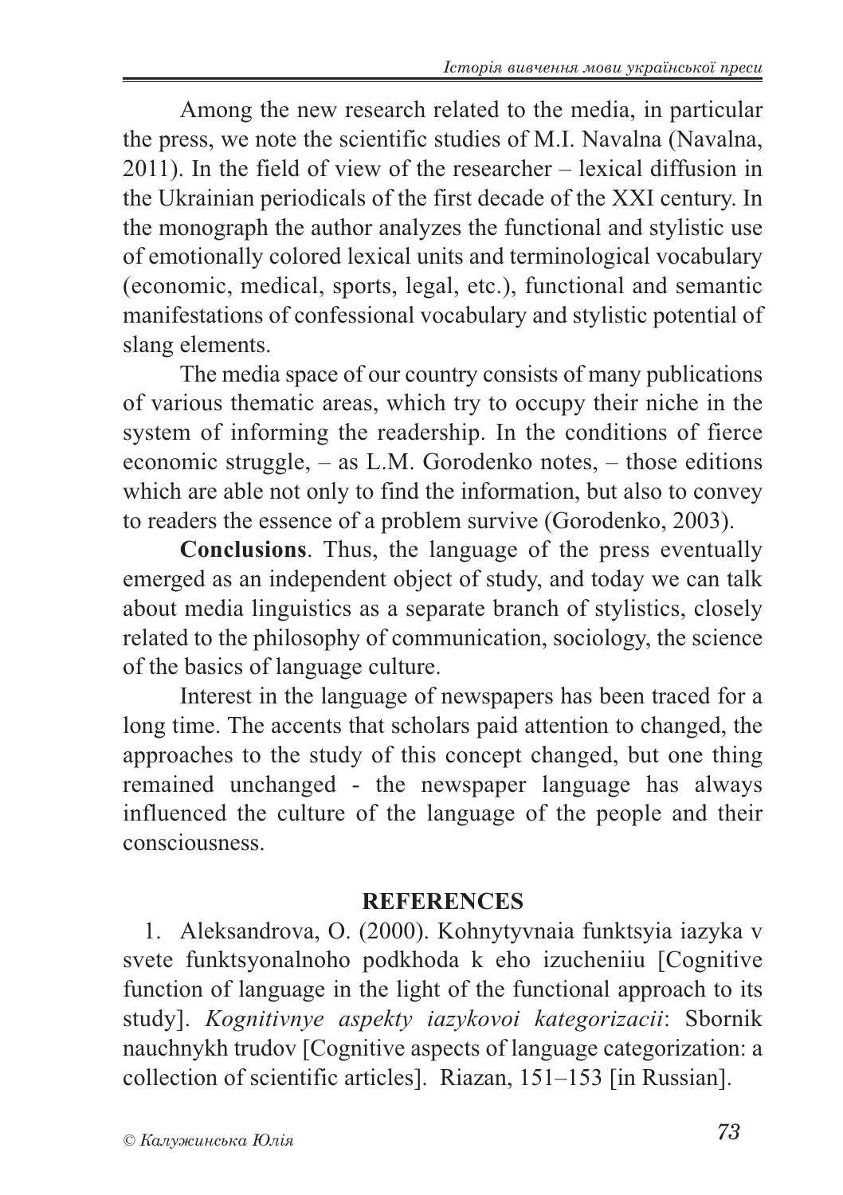Among the new research related to the media, in particular the press, we note the scientific studies of M.I. Navalna (Navalna, 2011). In the field of view of the researcher – lexical diffusion in the Ukrainian periodicals of the first decade of the XXI century. In the monograph the author analyzes the functional and stylistic use of emotionally colored lexical units and terminological vocabulary (economic, medical, sports, legal, etc.), functional and semantic manifestations of confessional vocabulary and stylistic potential of slang elements.

The media space of our country consists of many publications of various thematic areas, which try to occupy their niche in the system of informing the readership. In the conditions of fierce economic struggle, – as L.M. Gorodenko notes, – those editions which are able not only to find the information, but also to convey to readers the essence of a problem survive (Gorodenko, 2003).

**Conclusions**. Thus, the language of the press eventually emerged as an independent object of study, and today we can talk about media linguistics as a separate branch of stylistics, closely related to the philosophy of communication, sociology, the science of the basics of language culture.

Interest in the language of newspapers has been traced for a long time. The accents that scholars paid attention to changed, the approaches to the study of this concept changed, but one thing remained unchanged - the newspaper language has always influenced the culture of the language of the people and their consciousness.

## REFERENCES

1. Aleksandrova, O. (2000). Kohnytyvnaia funktsyia iazyka v svete funktsyonalnoho podkhoda k eho izucheniiu [Cognitive function of language in the light of the functional approach to its study]. *Kognitivnye aspekty iazykovoi kategorizacii*: Sbornik nauchnykh trudov [Cognitive aspects of language categorization: a collection of scientific articles]. Riazan, 151–153 [in Russian].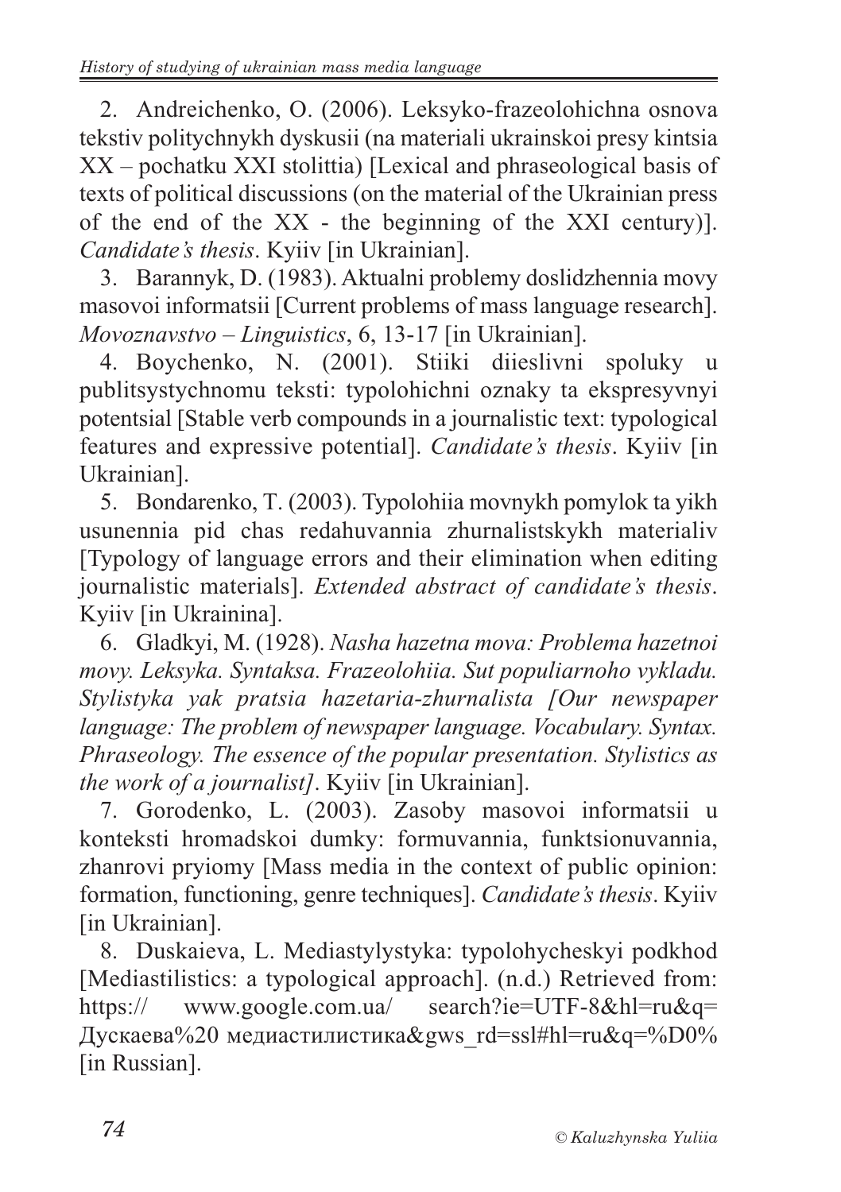2. Andreichenko, O. (2006). Leksyko-frazeolohichna osnova tekstiv politychnykh dyskusii (na materiali ukrainskoi presy kintsia XX – pochatku XXI stolittia) [Lexical and phraseological basis of texts of political discussions (on the material of the Ukrainian press of the end of the XX - the beginning of the XXI century)]. *Candidate's thesis*. Kyiiv [in Ukrainian].

3. Barannyk, D. (1983). Aktualni problemy doslidzhennia movy masovoi informatsii [Current problems of mass language research]. *Movoznavstvo – Linguistics*, 6, 13-17 [in Ukrainian].

4. Boychenko, N. (2001). Stiiki diieslivni spoluky u publitsystychnomu teksti: typolohichni oznaky ta ekspresyvnyi potentsial [Stable verb compounds in a journalistic text: typological features and expressive potential]. *Candidate's thesis*. Kyiiv [in Ukrainian].

5. Bondarenko, T. (2003). Typolohiia movnykh pomylok ta yikh usunennia pid chas redahuvannia zhurnalistskykh materialiv [Typology of language errors and their elimination when editing journalistic materials]. *Extended abstract of candidate's thesis*. Kyiiv [in Ukrainina].

6. Gladkyi, M. (1928). *Nasha hazetna mova: Problema hazetnoi movy. Leksyka. Syntaksa. Frazeolohiia. Sut populiarnoho vykladu. Stylistyka yak pratsia hazetaria-zhurnalista [Our newspaper language: The problem of newspaper language. Vocabulary. Syntax. Phraseology. The essence of the popular presentation. Stylistics as the work of a journalist]*. Kyiiv [in Ukrainian].

7. Gorodenko, L. (2003). Zasoby masovoi informatsii u konteksti hromadskoi dumky: formuvannia, funktsionuvannia, zhanrovi pryiomy [Mass media in the context of public opinion: formation, functioning, genre techniques]. *Candidate's thesis*. Kyiiv [in Ukrainian].

8. Duskaieva, L. Mediastylystyka: typolohycheskyi podkhod [Mediastilistics: a typological approach]. (n.d.) Retrieved from: https:// www.google.com.ua/ search?ie=UTF-8&hl=ru&q= Дускаева%20 медиастилистика&gws_rd=ssl#hl=ru&q=%D0% [in Russian].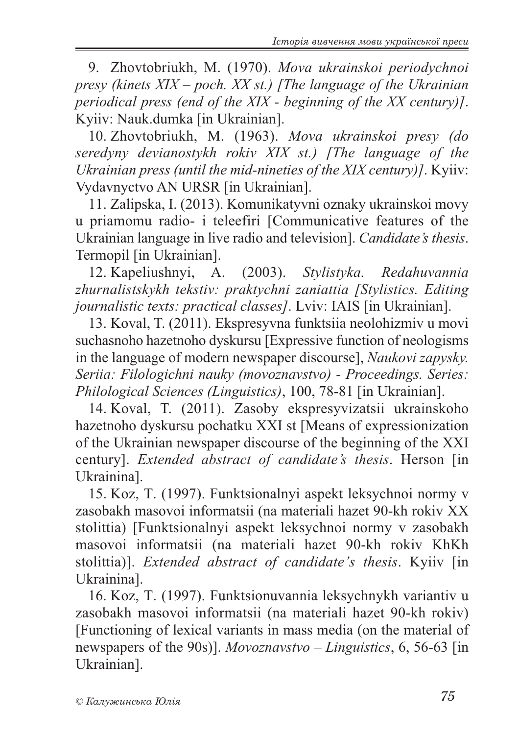9. Zhovtobriukh, M. (1970). *Mova ukrainskoi periodychnoi presy (kinets XIX – poch. XX st.) [The language of the Ukrainian periodical press (end of the XIX - beginning of the XX century)]*. Kyiiv: Nauk.dumka [in Ukrainian].

10. Zhovtobriukh, M. (1963). *Mova ukrainskoi presy (do seredyny devianostykh rokiv XIX st.) [The language of the Ukrainian press (until the mid-nineties of the XIX century)]*. Kyiiv: Vydavnyctvo AN URSR [in Ukrainian].

11. Zalipska, I. (2013). Komunikatyvni oznaky ukrainskoi movy u priamomu radio- i teleefiri [Communicative features of the Ukrainian language in live radio and television]. *Candidate's thesis*. Termopil [in Ukrainian].

12. Kapeliushnyi, A. (2003). *Stylistyka. Redahuvannia zhurnalistskykh tekstiv: praktychni zaniattia [Stylistics. Editing journalistic texts: practical classes]*. Lviv: IAIS [in Ukrainian].

13. Koval, T. (2011). Ekspresyvna funktsiia neolohizmiv u movi suchasnoho hazetnoho dyskursu [Expressive function of neologisms in the language of modern newspaper discourse], *Naukovi zapysky. Seriia: Filologichni nauky (movoznavstvo) - Proceedings. Series: Philological Sciences (Linguistics)*, 100, 78-81 [in Ukrainian].

14. Koval, T. (2011). Zasoby ekspresyvizatsii ukrainskoho hazetnoho dyskursu pochatku XXI st [Means of expressionization of the Ukrainian newspaper discourse of the beginning of the XXI century]. *Extended abstract of candidate's thesis*. Herson [in Ukrainina].

15. Koz, T. (1997). Funktsionalnyi aspekt leksychnoi normy v zasobakh masovoi informatsii (na materiali hazet 90-kh rokiv XX stolittia) [Funktsionalnyi aspekt leksychnoi normy v zasobakh masovoi informatsii (na materiali hazet 90-kh rokiv KhKh stolittia)]. *Extended abstract of candidate's thesis*. Kyiiv [in Ukrainina].

16. Koz, T. (1997). Funktsionuvannia leksychnykh variantiv u zasobakh masovoi informatsii (na materiali hazet 90-kh rokiv) [Functioning of lexical variants in mass media (on the material of newspapers of the 90s)]. *Movoznavstvo – Linguistics*, 6, 56-63 [in Ukrainian].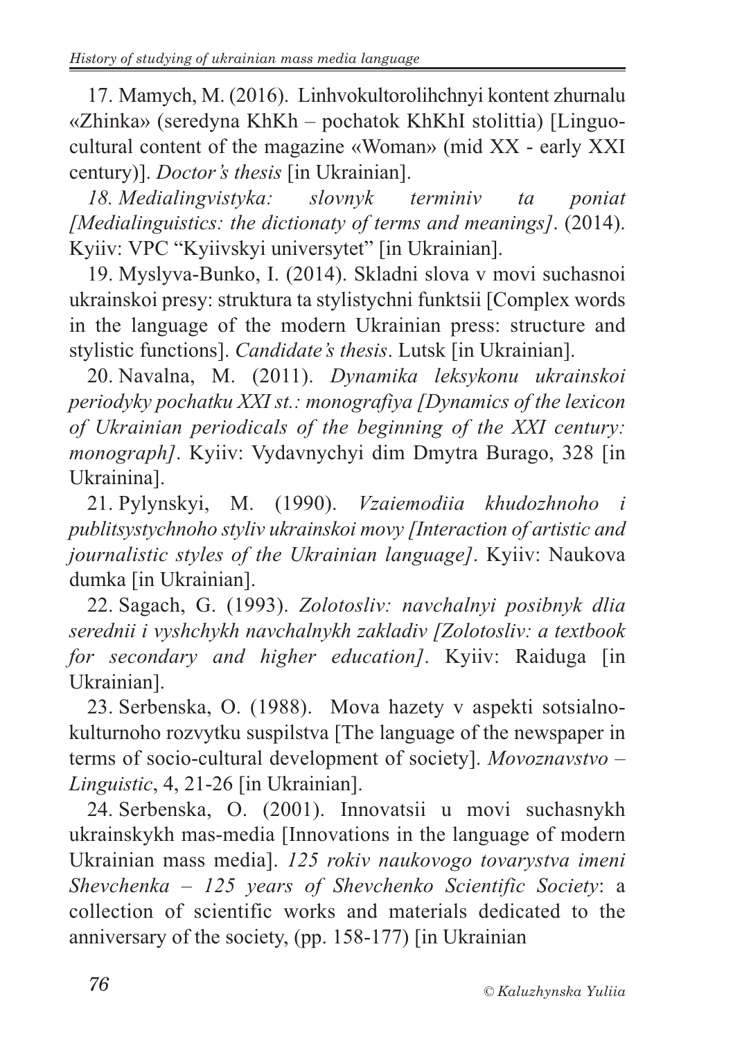17. Mamych, M. (2016). Linhvokultorolihchnyi kontent zhurnalu «Zhinka» (seredyna KhKh – pochatok KhKhI stolittia) [Linguo-cultural content of the magazine «Woman» (mid XX - early XXI century)]. *Doctor's thesis* [in Ukrainian].

*18. Medialingvistyka: slovnyk terminiv ta poniat [Medialinguistics: the dictionaty of terms and meanings]*. (2014). Kyiiv: VPC "Kyiivskyi universytet" [in Ukrainian].

19. Myslyva-Bunko, I. (2014). Skladni slova v movi suchasnoi ukrainskoi presy: struktura ta stylistychni funktsii [Complex words in the language of the modern Ukrainian press: structure and stylistic functions]. *Candidate's thesis*. Lutsk [in Ukrainian].

20. Navalna, M. (2011). *Dynamika leksykonu ukrainskoi periodyky pochatku XXI st.: monografiya [Dynamics of the lexicon of Ukrainian periodicals of the beginning of the XXI century: monograph]*. Kyiiv: Vydavnychyi dim Dmytra Burago, 328 [in Ukrainina].

21. Pylynskyi, M. (1990). *Vzaiemodiia khudozhnoho i publitsystychnoho styliv ukrainskoi movy [Interaction of artistic and journalistic styles of the Ukrainian language]*. Kyiiv: Naukova dumka [in Ukrainian].

22. Sagach, G. (1993). *Zolotosliv: navchalnyi posibnyk dlia serednii i vyshchykh navchalnykh zakladiv [Zolotosliv: a textbook for secondary and higher education]*. Kyiiv: Raiduga [in Ukrainian].

23. Serbenska, O. (1988). Mova hazety v aspekti sotsialno-kulturnoho rozvytku suspilstva [The language of the newspaper in terms of socio-cultural development of society]. *Movoznavstvo – Linguistic*, 4, 21-26 [in Ukrainian].

24. Serbenska, O. (2001). Innovatsii u movi suchasnykh ukrainskykh mas-media [Innovations in the language of modern Ukrainian mass media]. *125 rokiv naukovogo tovarystva imeni Shevchenka – 125 years of Shevchenko Scientific Society*: a collection of scientific works and materials dedicated to the anniversary of the society, (pp. 158-177) [in Ukrainian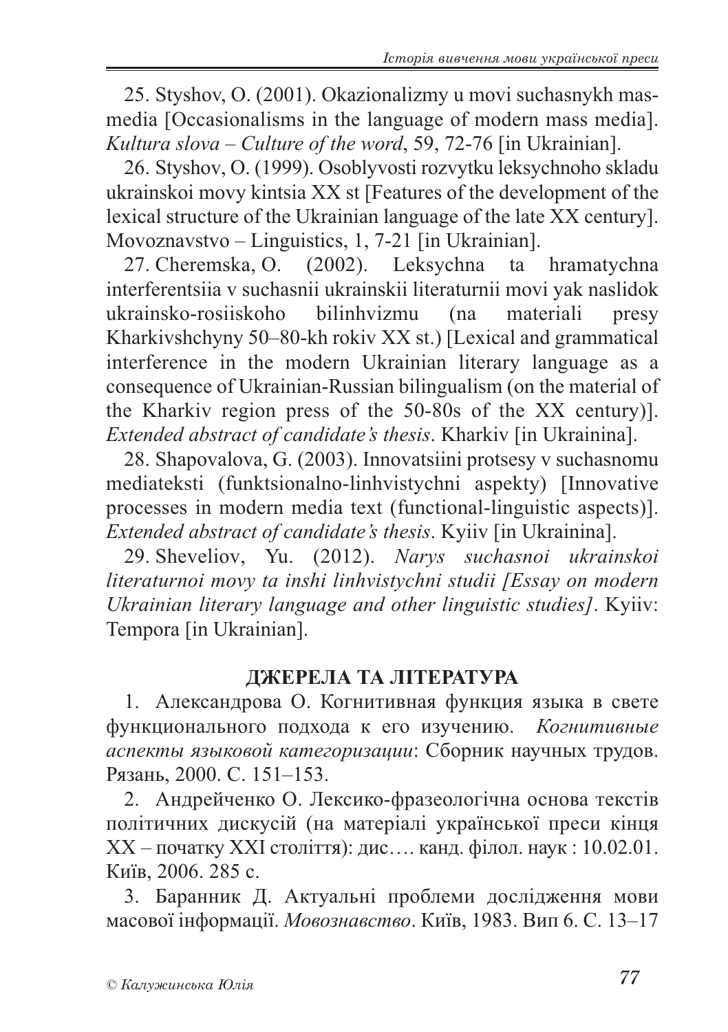25. Styshov, O. (2001). Okazionalizmy u movi suchasnykh masmedia [Occasionalisms in the language of modern mass media]. *Kultura slova – Culture of the word*, 59, 72-76 [in Ukrainian].

26. Styshov, O. (1999). Osoblyvosti rozvytku leksychnoho skladu ukrainskoi movy kintsia XX st [Features of the development of the lexical structure of the Ukrainian language of the late XX century]. Movoznavstvo – Linguistics, 1, 7-21 [in Ukrainian].

27. Cheremska, O. (2002). Leksychna ta hramatychna interferentsiia v suchasnii ukrainskii literaturnii movi yak naslidok ukrainsko-rosiiskoho bilinhvizmu (na materiali presy Kharkivshchyny 50–80-kh rokiv XX st.) [Lexical and grammatical interference in the modern Ukrainian literary language as a consequence of Ukrainian-Russian bilingualism (on the material of the Kharkiv region press of the 50-80s of the XX century)]. *Extended abstract of candidate's thesis*. Kharkiv [in Ukrainina].

28. Shapovalova, G. (2003). Innovatsiini protsesy v suchasnomu mediateksti (funktsionalno-linhvistychni aspekty) [Innovative processes in modern media text (functional-linguistic aspects)]. *Extended abstract of candidate's thesis*. Kyiv [in Ukrainina].

29. Sheveliov, Yu. (2012). *Narys suchasnoi ukrainskoi literaturnoi movy ta inshi linhvistychni studii [Essay on modern Ukrainian literary language and other linguistic studies]*. Kyiiv: Tempora [in Ukrainian].

## ДЖЕРЕЛА ТА ЛІТЕРАТУРА

1. Александрова О. Когнитивная функция языка в свете функционального подхода к его изучению. *Когнитивные аспекты языковой категоризации*: Сборник научных трудов. Рязань, 2000. С. 151–153.

2. Андрейченко О. Лексико-фразеологічна основа текстів політичних дискусій (на матеріалі української преси кінця XX – початку XXI століття): дис…. канд. філол. наук : 10.02.01. Київ, 2006. 285 с.

3. Баранник Д. Актуальні проблеми дослідження мови масової інформації. *Мовознавство*. Київ, 1983. Вип 6. С. 13–17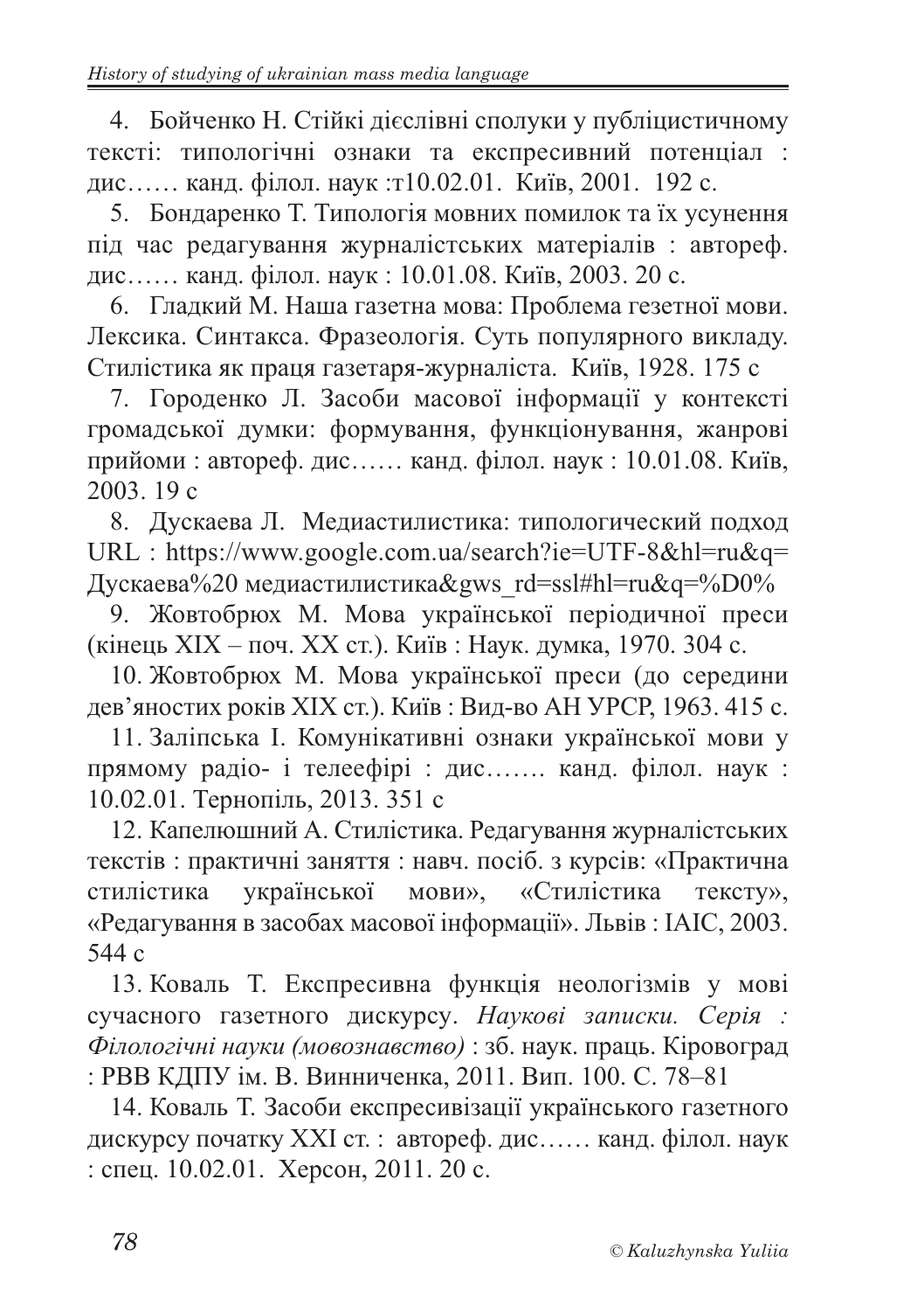4. Бойченко Н. Стійкі дієслівні сполуки у публіцистичному тексті: типологічні ознаки та експресивний потенціал : дис…… канд. філол. наук :т10.02.01. Київ, 2001. 192 с.

5. Бондаренко Т. Типологія мовних помилок та їх усунення під час редагування журналістських матеріалів : автореф. дис…… канд. філол. наук : 10.01.08. Київ, 2003. 20 с.

6. Гладкий М. Наша газетна мова: Проблема гезетної мови. Лексика. Синтакса. Фразеологія. Суть популярного викладу. Стилістика як праця газетаря-журналіста. Київ, 1928. 175 с

7. Городенко Л. Засоби масової інформації у контексті громадської думки: формування, функціонування, жанрові прийоми : автореф. дис…… канд. філол. наук : 10.01.08. Київ, 2003. 19 с

8. Дускаева Л. Медиастилистика: типологический подход URL : https://www.google.com.ua/search?ie=UTF-8&hl=ru&q=Дускаева%20 медиастилистика&gws_rd=ssl#hl=ru&q=%D0%

9. Жовтобрюх М. Мова української періодичної преси (кінець XIX – поч. XX ст.). Київ : Наук. думка, 1970. 304 с.

10. Жовтобрюх М. Мова української преси (до середини дев'яностих років XIX ст.). Київ : Вид-во АН УРСР, 1963. 415 с.

11. Заліпська І. Комунікативні ознаки української мови у прямому радіо- і телеефірі : дис……. канд. філол. наук : 10.02.01. Тернопіль, 2013. 351 с

12. Капелюшний А. Стилістика. Редагування журналістських текстів : практичні заняття : навч. посіб. з курсів: «Практична стилістика української мови», «Стилістика тексту», «Редагування в засобах масової інформації». Львів : ІАІС, 2003. 544 с

13. Коваль Т. Експресивна функція неологізмів у мові сучасного газетного дискурсу. *Наукові записки. Серія : Філологічні науки (мовознавство)* : зб. наук. праць. Кіровоград : РВВ КДПУ ім. В. Винниченка, 2011. Вип. 100. С. 78–81

14. Коваль Т. Засоби експресивізації українського газетного дискурсу початку XXI ст. : автореф. дис…… канд. філол. наук : спец. 10.02.01. Херсон, 2011. 20 с.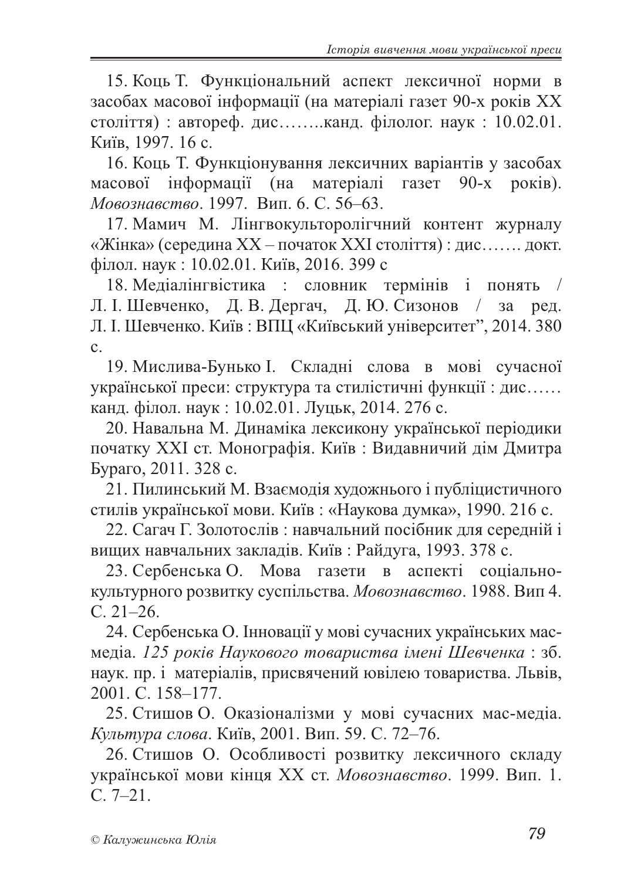15. Коць Т. Функціональний аспект лексичної норми в засобах масової інформації (на матеріалі газет 90-х років ХХ століття) : автореф. дис……..канд. філолог. наук : 10.02.01. Київ, 1997. 16 с.

16. Коць Т. Функціонування лексичних варіантів у засобах масової інформації (на матеріалі газет 90-х років). *Мовознавство*. 1997. Вип. 6. С. 56–63.

17. Мамич М. Лінгвокульторолігчний контент журналу «Жінка» (середина ХХ – початок ХХІ століття) : дис……. докт. філол. наук : 10.02.01. Київ, 2016. 399 с

18. Медіалінгвістика : словник термінів і понять / Л. І. Шевченко, Д. В. Дергач, Д. Ю. Сизонов / за ред. Л. І. Шевченко. Київ : ВПЦ «Київський університет", 2014. 380 с.

19. Мислива-Бунько І. Складні слова в мові сучасної української преси: структура та стилістичні функції : дис…… канд. філол. наук : 10.02.01. Луцьк, 2014. 276 с.

20. Навальна М. Динаміка лексикону української періодики початку ХХІ ст. Монографія. Київ : Видавничий дім Дмитра Бураго, 2011. 328 с.

21. Пилинський М. Взаємодія художнього і публіцистичного стилів української мови. Київ : «Наукова думка», 1990. 216 с.

22. Сагач Г. Золотослів : навчальний посібник для середній і вищих навчальних закладів. Київ : Райдуга, 1993. 378 с.

23. Сербенська О. Мова газети в аспекті соціально-культурного розвитку суспільства. *Мовознавство*. 1988. Вип 4. С. 21–26.

24. Сербенська О. Інновації у мові сучасних українських мас-медіа. *125 років Наукового товариства імені Шевченка* : зб. наук. пр. і матеріалів, присвячений ювілею товариства. Львів, 2001. С. 158–177.

25. Стишов О. Оказіоналізми у мові сучасних мас-медіа. *Культура слова*. Київ, 2001. Вип. 59. С. 72–76.

26. Стишов О. Особливості розвитку лексичного складу української мови кінця ХХ ст. *Мовознавство*. 1999. Вип. 1. С. 7–21.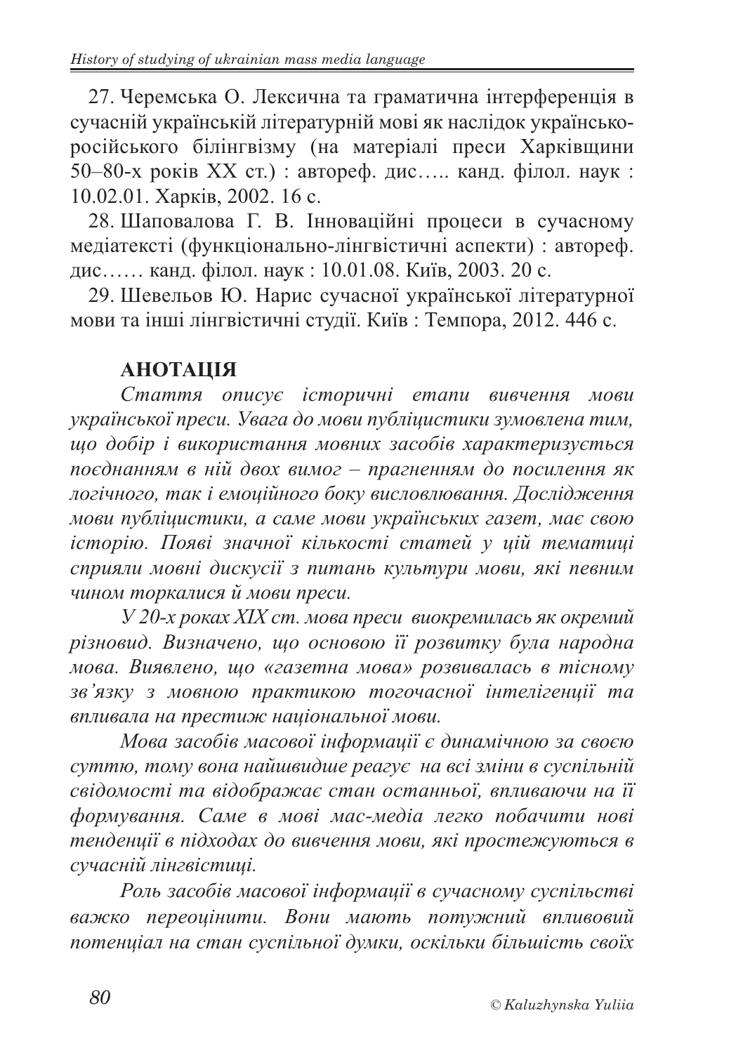27. Черемська О. Лексична та граматична інтерференція в сучасній українській літературній мові як наслідок українсько-російського білінгвізму (на матеріалі преси Харківщини 50–80-х років XX ст.) : автореф. дис….. канд. філол. наук : 10.02.01. Харків, 2002. 16 с.

28. Шаповалова Г. В. Інноваційні процеси в сучасному медіатексті (функціонально-лінгвістичні аспекти) : автореф. дис…… канд. філол. наук : 10.01.08. Київ, 2003. 20 с.

29. Шевельов Ю. Нарис сучасної української літературної мови та інші лінгвістичні студії. Київ : Темпора, 2012. 446 с.

## АНОТАЦІЯ

*Стаття описує історичні етапи вивчення мови української преси. Увага до мови публіцистики зумовлена тим, що добір і використання мовних засобів характеризується поєднанням в ній двох вимог – прагненням до посилення як логічного, так і емоційного боку висловлювання. Дослідження мови публіцистики, а саме мови українських газет, має свою історію. Появі значної кількості статей у цій тематиці сприяли мовні дискусії з питань культури мови, які певним чином торкалися й мови преси.*

*У 20-х роках XIX ст. мова преси виокремилась як окремий різновид. Визначено, що основою її розвитку була народна мова. Виявлено, що «газетна мова» розвивалась в тісному зв'язку з мовною практикою тогочасної інтелігенції та впливала на престиж національної мови.*

*Мова засобів масової інформації є динамічною за своєю суттю, тому вона найшвидше реагує на всі зміни в суспільній свідомості та відображає стан останньої, впливаючи на її формування. Саме в мові мас-медіа легко побачити нові тенденції в підходах до вивчення мови, які простежуються в сучасній лінгвістиці.*

*Роль засобів масової інформації в сучасному суспільстві важко переоцінити. Вони мають потужний впливовий потенціал на стан суспільної думки, оскільки більшість своїх*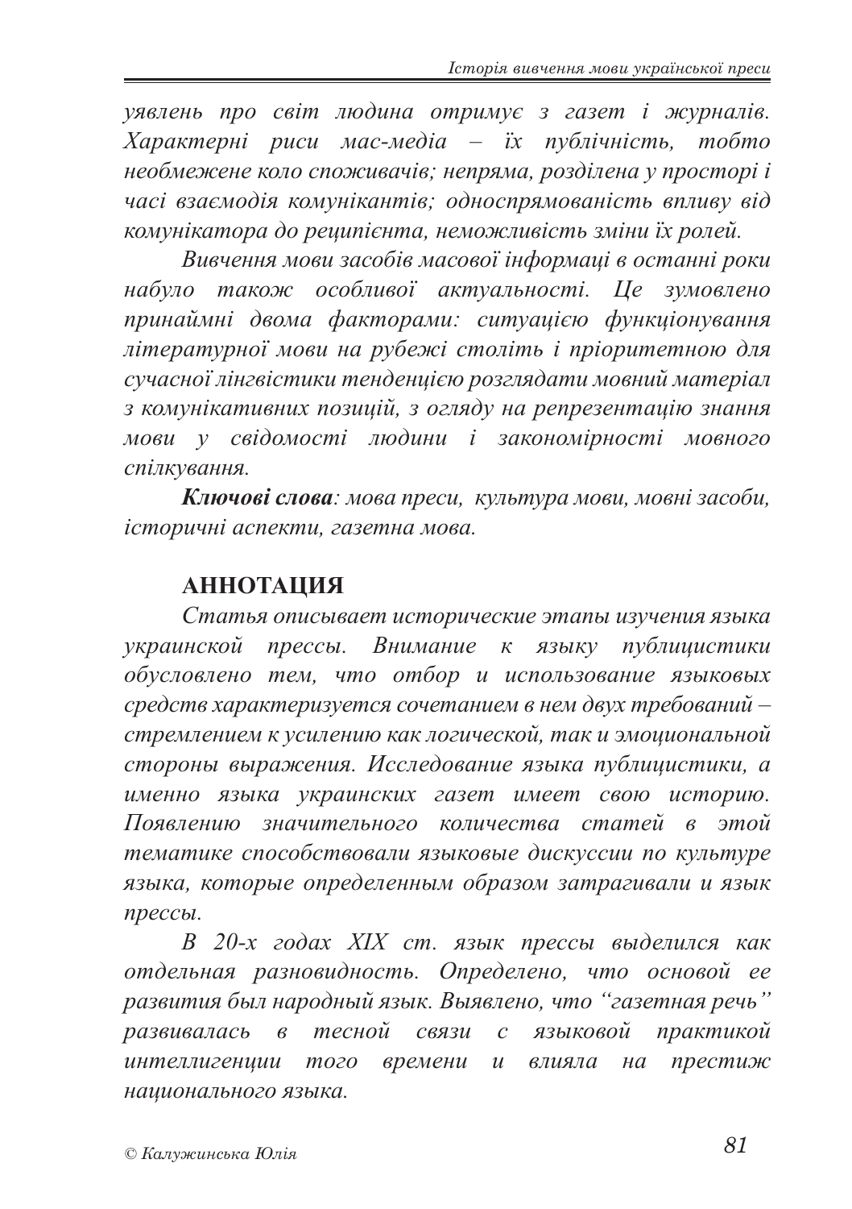*уявлень про світ людина отримує з газет і журналів. Характерні риси мас-медіа – їх публічність, тобто необмежене коло споживачів; непряма, розділена у просторі і часі взаємодія комунікантів; односпрямованість впливу від комунікатора до реципієнта, неможливість зміни їх ролей.*

*Вивчення мови засобів масової інформаці в останні роки набуло також особливої актуальності. Це зумовлено принаймні двома факторами: ситуацією функціонування літературної мови на рубежі століть і пріоритетною для сучасної лінгвістики тенденцією розглядати мовний матеріал з комунікативних позицій, з огляду на репрезентацію знання мови у свідомості людини і закономірності мовного спілкування.*

***Ключові слова**: мова преси, культура мови, мовні засоби, історичні аспекти, газетна мова.*

## АННОТАЦИЯ

*Статья описывает исторические этапы изучения языка украинской прессы. Внимание к языку публицистики обусловлено тем, что отбор и использование языковых средств характеризуется сочетанием в нем двух требований – стремлением к усилению как логической, так и эмоциональной стороны выражения. Исследование языка публицистики, а именно языка украинских газет имеет свою историю. Появлению значительного количества статей в этой тематике способствовали языковые дискуссии по культуре языка, которые определенным образом затрагивали и язык прессы.*

*В 20-х годах XIX ст. язык прессы выделился как отдельная разновидность. Определено, что основой ее развития был народный язык. Выявлено, что "газетная речь" развивалась в тесной связи с языковой практикой интеллигенции того времени и влияла на престиж национального языка.*

© Калужинська Юлія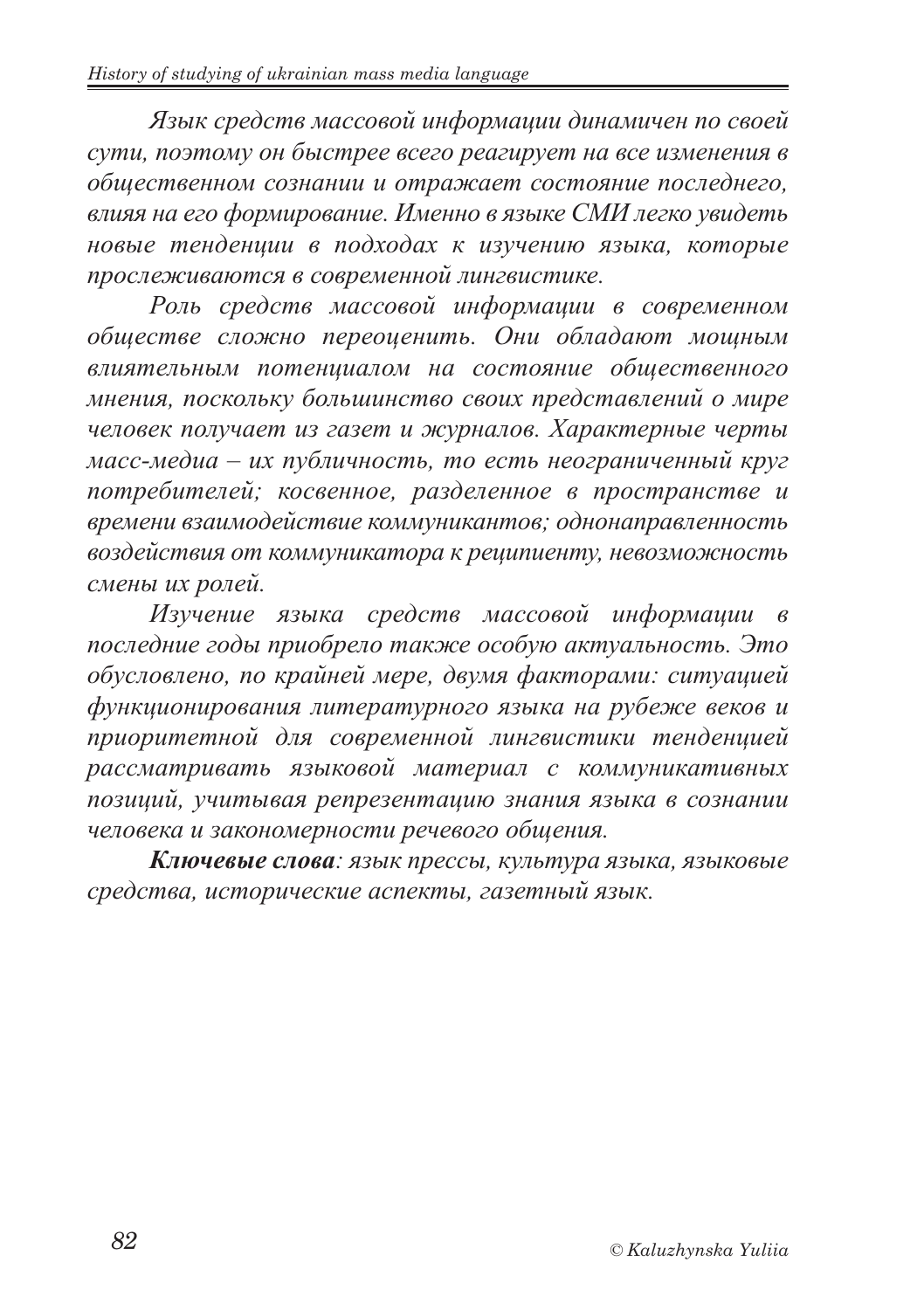*Язык средств массовой информации динамичен по своей сути, поэтому он быстрее всего реагирует на все изменения в общественном сознании и отражает состояние последнего, влияя на его формирование. Именно в языке СМИ легко увидеть новые тенденции в подходах к изучению языка, которые прослеживаются в современной лингвистике.*

*Роль средств массовой информации в современном обществе сложно переоценить. Они обладают мощным влиятельным потенциалом на состояние общественного мнения, поскольку большинство своих представлений о мире человек получает из газет и журналов. Характерные черты масс-медиа – их публичность, то есть неограниченный круг потребителей; косвенное, разделенное в пространстве и времени взаимодействие коммуникантов; однонаправленность воздействия от коммуникатора к реципиенту, невозможность смены их ролей.*

*Изучение языка средств массовой информации в последние годы приобрело также особую актуальность. Это обусловлено, по крайней мере, двумя факторами: ситуацией функционирования литературного языка на рубеже веков и приоритетной для современной лингвистики тенденцией рассматривать языковой материал с коммуникативных позиций, учитывая репрезентацию знания языка в сознании человека и закономерности речевого общения.*

***Ключевые слова**: язык прессы, культура языка, языковые средства, исторические аспекты, газетный язык.*